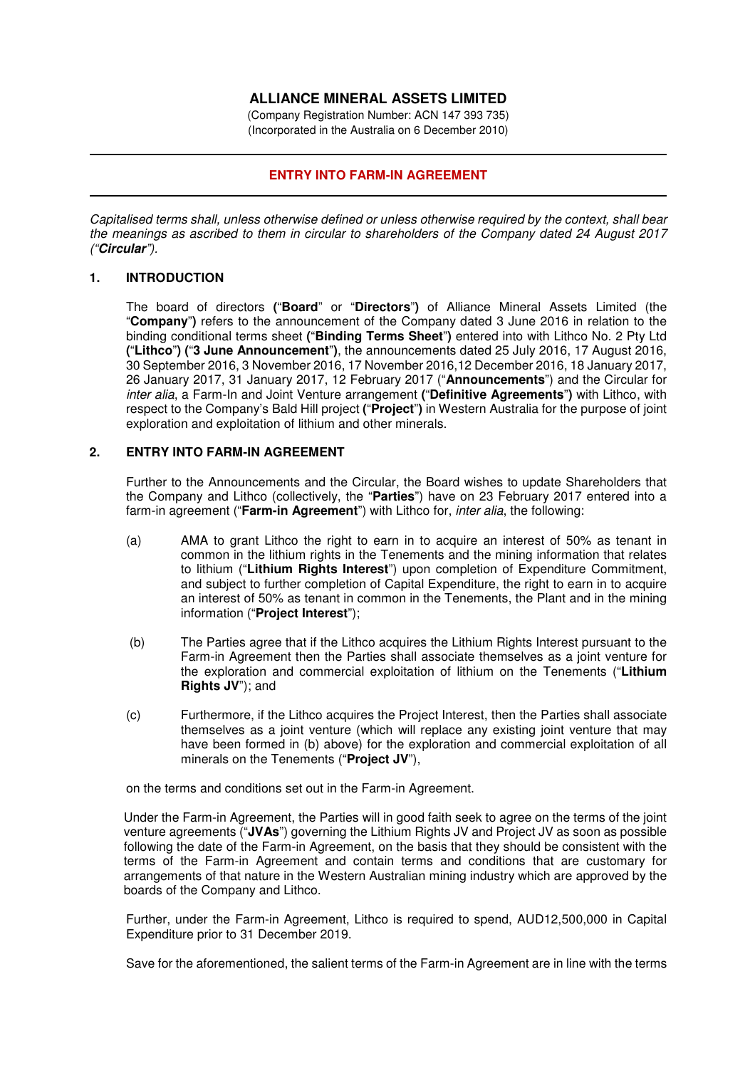# ALLIANCE MINERAL ASSETS LIMITED

(Company Registration Number: ACN 147 393 735)
(Incorporated in the Australia on 6 December 2010)

---

## ENTRY INTO FARM-IN AGREEMENT

---

*Capitalised terms shall, unless otherwise defined or unless otherwise required by the context, shall bear the meanings as ascribed to them in circular to shareholders of the Company dated 24 August 2017 ("**Circular**").*

### 1. INTRODUCTION

The board of directors ("**Board**" or "**Directors**") of Alliance Mineral Assets Limited (the "**Company**") refers to the announcement of the Company dated 3 June 2016 in relation to the binding conditional terms sheet ("**Binding Terms Sheet**") entered into with Lithco No. 2 Pty Ltd ("**Lithco**") ("**3 June Announcement**"), the announcements dated 25 July 2016, 17 August 2016, 30 September 2016, 3 November 2016, 17 November 2016, 12 December 2016, 18 January 2017, 26 January 2017, 31 January 2017, 12 February 2017 ("**Announcements**") and the Circular for *inter alia*, a Farm-In and Joint Venture arrangement ("**Definitive Agreements**") with Lithco, with respect to the Company's Bald Hill project ("**Project**") in Western Australia for the purpose of joint exploration and exploitation of lithium and other minerals.

### 2. ENTRY INTO FARM-IN AGREEMENT

Further to the Announcements and the Circular, the Board wishes to update Shareholders that the Company and Lithco (collectively, the "**Parties**") have on 23 February 2017 entered into a farm-in agreement ("**Farm-in Agreement**") with Lithco for, *inter alia*, the following:

(a) AMA to grant Lithco the right to earn in to acquire an interest of 50% as tenant in common in the lithium rights in the Tenements and the mining information that relates to lithium ("**Lithium Rights Interest**") upon completion of Expenditure Commitment, and subject to further completion of Capital Expenditure, the right to earn in to acquire an interest of 50% as tenant in common in the Tenements, the Plant and in the mining information ("**Project Interest**");

(b) The Parties agree that if the Lithco acquires the Lithium Rights Interest pursuant to the Farm-in Agreement then the Parties shall associate themselves as a joint venture for the exploration and commercial exploitation of lithium on the Tenements ("**Lithium Rights JV**"); and

(c) Furthermore, if the Lithco acquires the Project Interest, then the Parties shall associate themselves as a joint venture (which will replace any existing joint venture that may have been formed in (b) above) for the exploration and commercial exploitation of all minerals on the Tenements ("**Project JV**"),

on the terms and conditions set out in the Farm-in Agreement.

Under the Farm-in Agreement, the Parties will in good faith seek to agree on the terms of the joint venture agreements ("**JVAs**") governing the Lithium Rights JV and Project JV as soon as possible following the date of the Farm-in Agreement, on the basis that they should be consistent with the terms of the Farm-in Agreement and contain terms and conditions that are customary for arrangements of that nature in the Western Australian mining industry which are approved by the boards of the Company and Lithco.

Further, under the Farm-in Agreement, Lithco is required to spend, AUD12,500,000 in Capital Expenditure prior to 31 December 2019.

Save for the aforementioned, the salient terms of the Farm-in Agreement are in line with the terms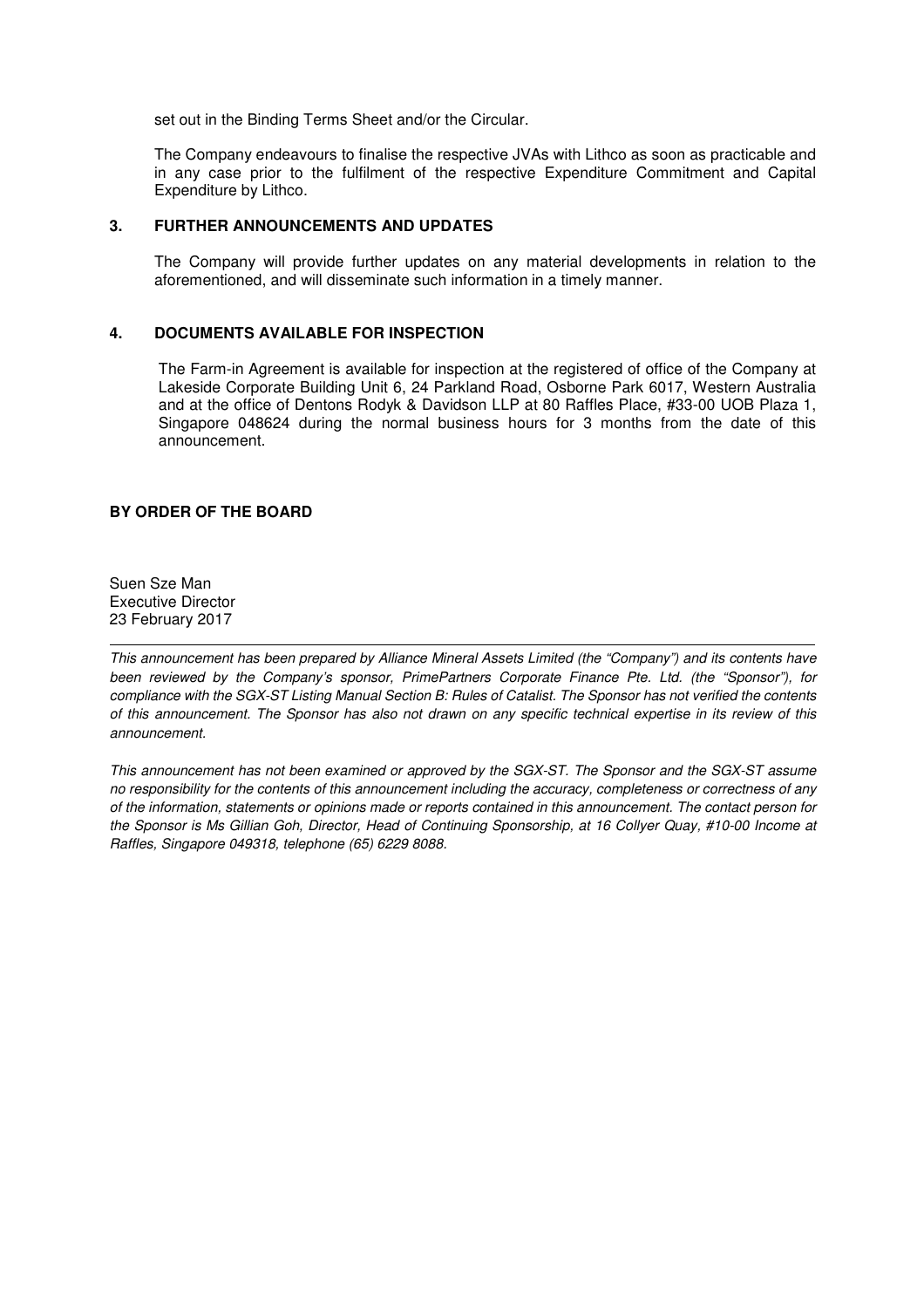set out in the Binding Terms Sheet and/or the Circular.

The Company endeavours to finalise the respective JVAs with Lithco as soon as practicable and in any case prior to the fulfilment of the respective Expenditure Commitment and Capital Expenditure by Lithco.

## 3. FURTHER ANNOUNCEMENTS AND UPDATES

The Company will provide further updates on any material developments in relation to the aforementioned, and will disseminate such information in a timely manner.

## 4. DOCUMENTS AVAILABLE FOR INSPECTION

The Farm-in Agreement is available for inspection at the registered of office of the Company at Lakeside Corporate Building Unit 6, 24 Parkland Road, Osborne Park 6017, Western Australia and at the office of Dentons Rodyk & Davidson LLP at 80 Raffles Place, #33-00 UOB Plaza 1, Singapore 048624 during the normal business hours for 3 months from the date of this announcement.

**BY ORDER OF THE BOARD**

Suen Sze Man
Executive Director
23 February 2017

---

*This announcement has been prepared by Alliance Mineral Assets Limited (the "Company") and its contents have been reviewed by the Company's sponsor, PrimePartners Corporate Finance Pte. Ltd. (the "Sponsor"), for compliance with the SGX-ST Listing Manual Section B: Rules of Catalist. The Sponsor has not verified the contents of this announcement. The Sponsor has also not drawn on any specific technical expertise in its review of this announcement.*

*This announcement has not been examined or approved by the SGX-ST. The Sponsor and the SGX-ST assume no responsibility for the contents of this announcement including the accuracy, completeness or correctness of any of the information, statements or opinions made or reports contained in this announcement. The contact person for the Sponsor is Ms Gillian Goh, Director, Head of Continuing Sponsorship, at 16 Collyer Quay, #10-00 Income at Raffles, Singapore 049318, telephone (65) 6229 8088.*